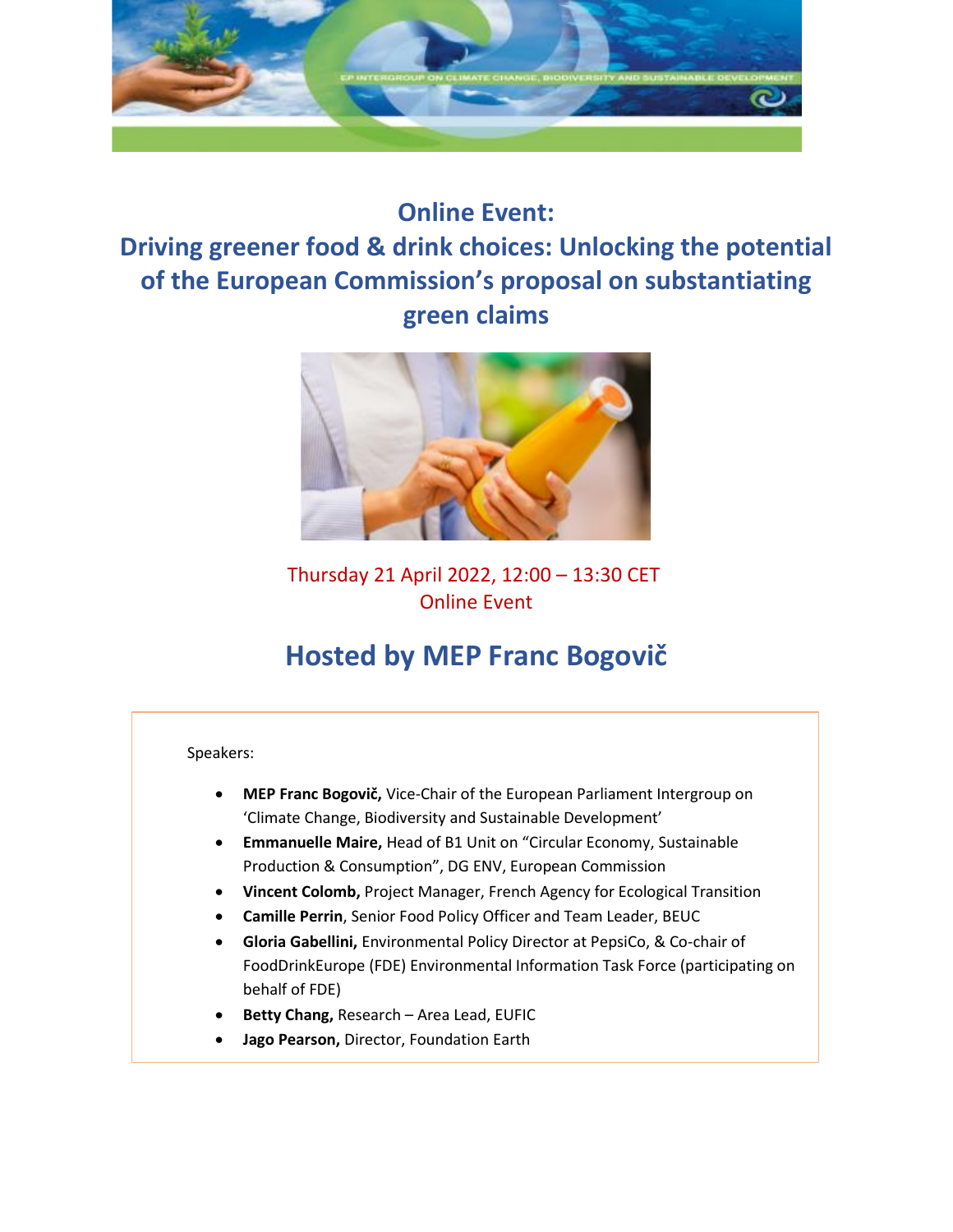# Online Event: Driving greener food & drink choices: Unlocking the potential of the European Commission's proposal on substantiating green claims

Thursday 21 April 2022, 12:00 – 13:30 CET
Online Event

## Hosted by MEP Franc Bogovič

Speakers:

- **MEP Franc Bogovič,** Vice-Chair of the European Parliament Intergroup on 'Climate Change, Biodiversity and Sustainable Development'
- **Emmanuelle Maire,** Head of B1 Unit on "Circular Economy, Sustainable Production & Consumption", DG ENV, European Commission
- **Vincent Colomb,** Project Manager, French Agency for Ecological Transition
- **Camille Perrin**, Senior Food Policy Officer and Team Leader, BEUC
- **Gloria Gabellini,** Environmental Policy Director at PepsiCo, & Co-chair of FoodDrinkEurope (FDE) Environmental Information Task Force (participating on behalf of FDE)
- **Betty Chang,** Research – Area Lead, EUFIC
- **Jago Pearson,** Director, Foundation Earth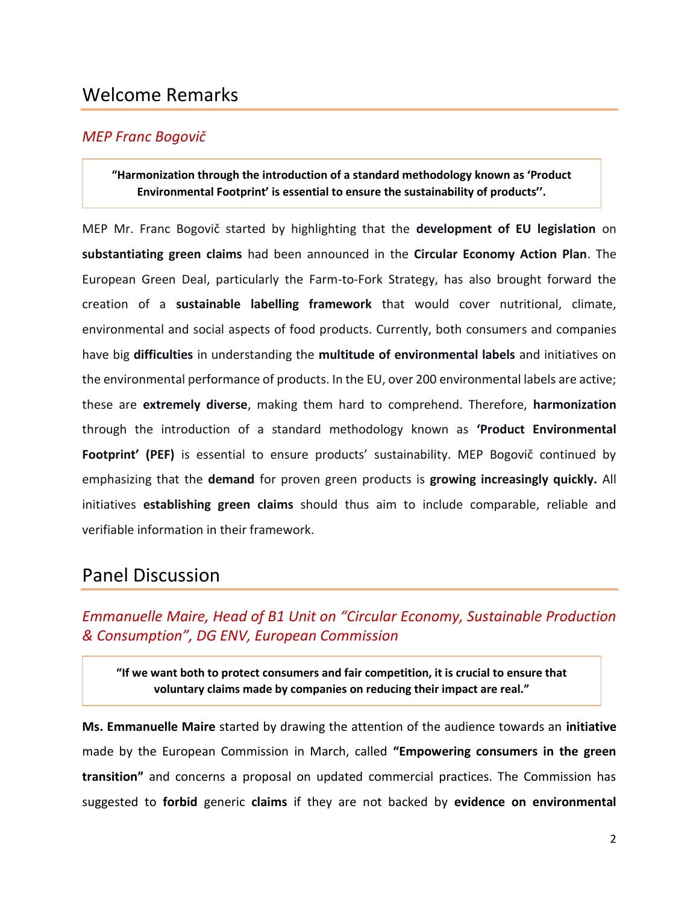## Welcome Remarks

### *MEP Franc Bogovič*

> **"Harmonization through the introduction of a standard methodology known as 'Product Environmental Footprint' is essential to ensure the sustainability of products''.**

MEP Mr. Franc Bogovič started by highlighting that the **development of EU legislation** on **substantiating green claims** had been announced in the **Circular Economy Action Plan**. The European Green Deal, particularly the Farm-to-Fork Strategy, has also brought forward the creation of a **sustainable labelling framework** that would cover nutritional, climate, environmental and social aspects of food products. Currently, both consumers and companies have big **difficulties** in understanding the **multitude of environmental labels** and initiatives on the environmental performance of products. In the EU, over 200 environmental labels are active; these are **extremely diverse**, making them hard to comprehend. Therefore, **harmonization** through the introduction of a standard methodology known as **'Product Environmental Footprint' (PEF)** is essential to ensure products' sustainability. MEP Bogovič continued by emphasizing that the **demand** for proven green products is **growing increasingly quickly.** All initiatives **establishing green claims** should thus aim to include comparable, reliable and verifiable information in their framework.

## Panel Discussion

### *Emmanuelle Maire, Head of B1 Unit on "Circular Economy, Sustainable Production & Consumption", DG ENV, European Commission*

> **"If we want both to protect consumers and fair competition, it is crucial to ensure that voluntary claims made by companies on reducing their impact are real."**

**Ms. Emmanuelle Maire** started by drawing the attention of the audience towards an **initiative** made by the European Commission in March, called **"Empowering consumers in the green transition"** and concerns a proposal on updated commercial practices. The Commission has suggested to **forbid** generic **claims** if they are not backed by **evidence on environmental**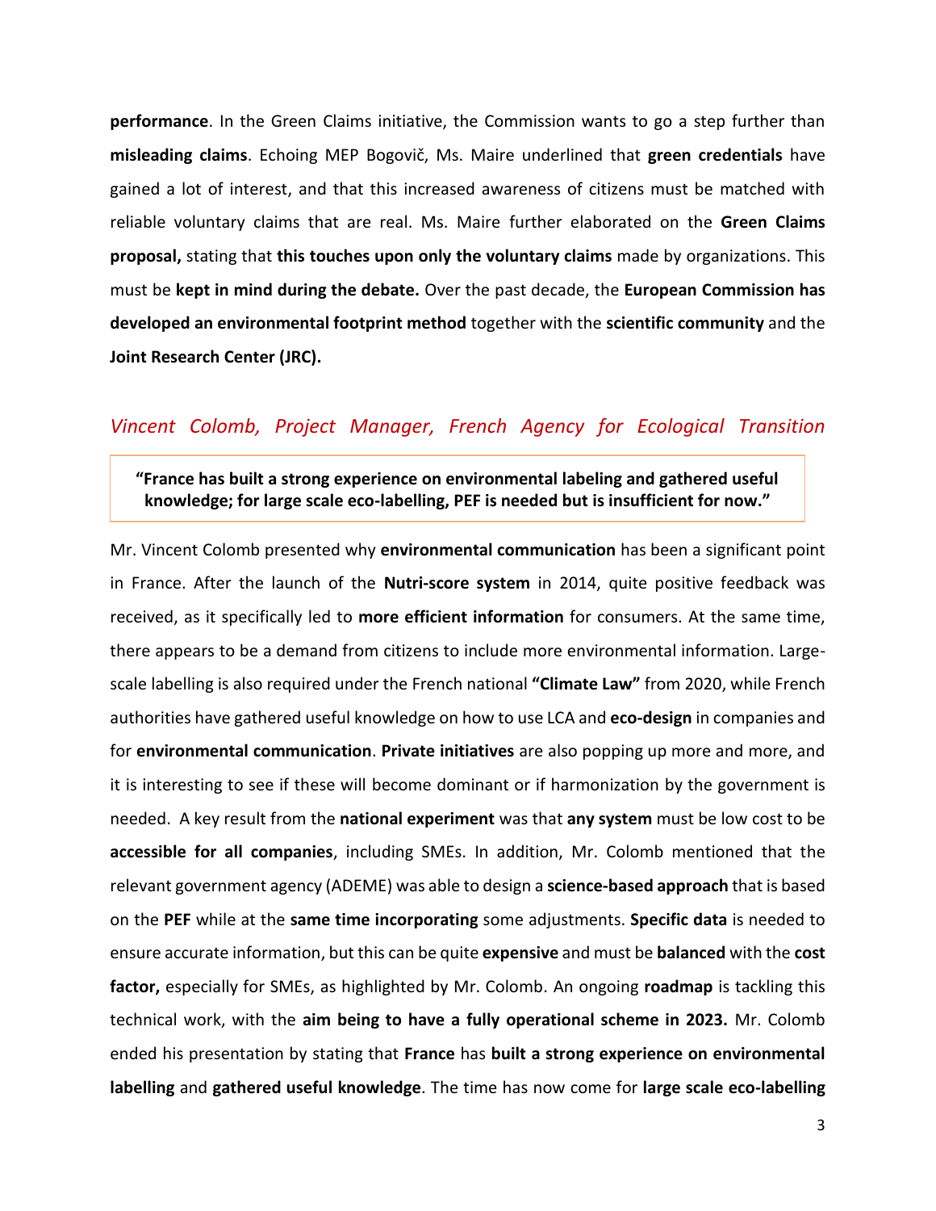**performance**. In the Green Claims initiative, the Commission wants to go a step further than **misleading claims**. Echoing MEP Bogovič, Ms. Maire underlined that **green credentials** have gained a lot of interest, and that this increased awareness of citizens must be matched with reliable voluntary claims that are real. Ms. Maire further elaborated on the **Green Claims proposal,** stating that **this touches upon only the voluntary claims** made by organizations. This must be **kept in mind during the debate.** Over the past decade, the **European Commission has developed an environmental footprint method** together with the **scientific community** and the **Joint Research Center (JRC).**

## *Vincent Colomb, Project Manager, French Agency for Ecological Transition*

> **"France has built a strong experience on environmental labeling and gathered useful knowledge; for large scale eco-labelling, PEF is needed but is insufficient for now."**

Mr. Vincent Colomb presented why **environmental communication** has been a significant point in France. After the launch of the **Nutri-score system** in 2014, quite positive feedback was received, as it specifically led to **more efficient information** for consumers. At the same time, there appears to be a demand from citizens to include more environmental information. Large-scale labelling is also required under the French national **"Climate Law"** from 2020, while French authorities have gathered useful knowledge on how to use LCA and **eco-design** in companies and for **environmental communication**. **Private initiatives** are also popping up more and more, and it is interesting to see if these will become dominant or if harmonization by the government is needed. A key result from the **national experiment** was that **any system** must be low cost to be **accessible for all companies**, including SMEs. In addition, Mr. Colomb mentioned that the relevant government agency (ADEME) was able to design a **science-based approach** that is based on the **PEF** while at the **same time incorporating** some adjustments. **Specific data** is needed to ensure accurate information, but this can be quite **expensive** and must be **balanced** with the **cost factor,** especially for SMEs, as highlighted by Mr. Colomb. An ongoing **roadmap** is tackling this technical work, with the **aim being to have a fully operational scheme in 2023.** Mr. Colomb ended his presentation by stating that **France** has **built a strong experience on environmental labelling** and **gathered useful knowledge**. The time has now come for **large scale eco-labelling**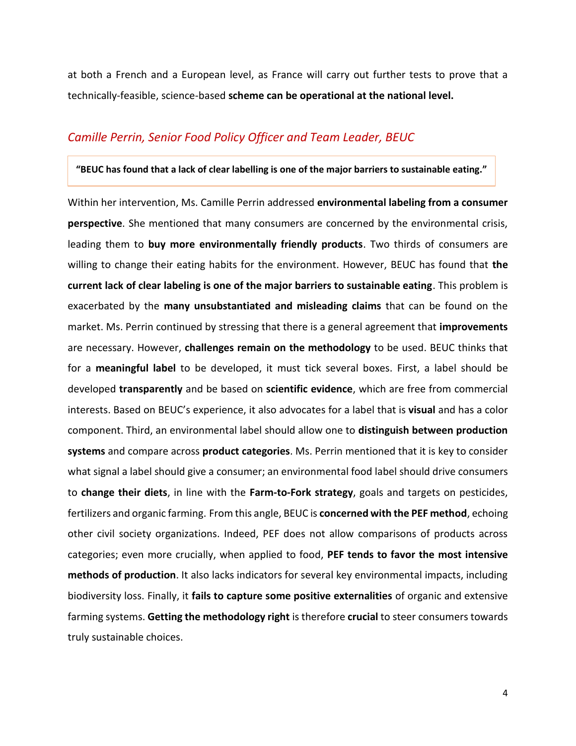at both a French and a European level, as France will carry out further tests to prove that a technically-feasible, science-based **scheme can be operational at the national level.**

## *Camille Perrin, Senior Food Policy Officer and Team Leader, BEUC*

> **"BEUC has found that a lack of clear labelling is one of the major barriers to sustainable eating."**

Within her intervention, Ms. Camille Perrin addressed **environmental labeling from a consumer perspective**. She mentioned that many consumers are concerned by the environmental crisis, leading them to **buy more environmentally friendly products**. Two thirds of consumers are willing to change their eating habits for the environment. However, BEUC has found that **the current lack of clear labeling is one of the major barriers to sustainable eating**. This problem is exacerbated by the **many unsubstantiated and misleading claims** that can be found on the market. Ms. Perrin continued by stressing that there is a general agreement that **improvements** are necessary. However, **challenges remain on the methodology** to be used. BEUC thinks that for a **meaningful label** to be developed, it must tick several boxes. First, a label should be developed **transparently** and be based on **scientific evidence**, which are free from commercial interests. Based on BEUC's experience, it also advocates for a label that is **visual** and has a color component. Third, an environmental label should allow one to **distinguish between production systems** and compare across **product categories**. Ms. Perrin mentioned that it is key to consider what signal a label should give a consumer; an environmental food label should drive consumers to **change their diets**, in line with the **Farm-to-Fork strategy**, goals and targets on pesticides, fertilizers and organic farming. From this angle, BEUC is **concerned with the PEF method**, echoing other civil society organizations. Indeed, PEF does not allow comparisons of products across categories; even more crucially, when applied to food, **PEF tends to favor the most intensive methods of production**. It also lacks indicators for several key environmental impacts, including biodiversity loss. Finally, it **fails to capture some positive externalities** of organic and extensive farming systems. **Getting the methodology right** is therefore **crucial** to steer consumers towards truly sustainable choices.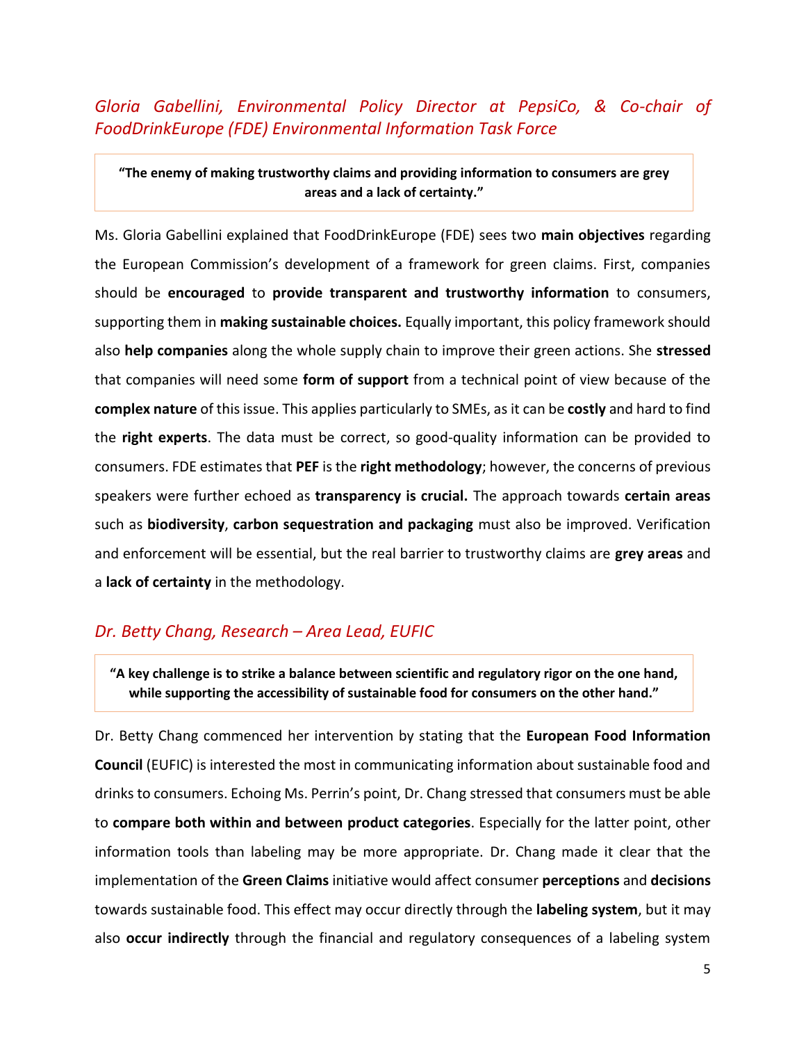### *Gloria Gabellini, Environmental Policy Director at PepsiCo, & Co-chair of FoodDrinkEurope (FDE) Environmental Information Task Force*

> **"The enemy of making trustworthy claims and providing information to consumers are grey areas and a lack of certainty."**

Ms. Gloria Gabellini explained that FoodDrinkEurope (FDE) sees two **main objectives** regarding the European Commission's development of a framework for green claims. First, companies should be **encouraged** to **provide transparent and trustworthy information** to consumers, supporting them in **making sustainable choices.** Equally important, this policy framework should also **help companies** along the whole supply chain to improve their green actions. She **stressed** that companies will need some **form of support** from a technical point of view because of the **complex nature** of this issue. This applies particularly to SMEs, as it can be **costly** and hard to find the **right experts**. The data must be correct, so good-quality information can be provided to consumers. FDE estimates that **PEF** is the **right methodology**; however, the concerns of previous speakers were further echoed as **transparency is crucial.** The approach towards **certain areas** such as **biodiversity**, **carbon sequestration and packaging** must also be improved. Verification and enforcement will be essential, but the real barrier to trustworthy claims are **grey areas** and a **lack of certainty** in the methodology.

### *Dr. Betty Chang, Research – Area Lead, EUFIC*

> **"A key challenge is to strike a balance between scientific and regulatory rigor on the one hand, while supporting the accessibility of sustainable food for consumers on the other hand."**

Dr. Betty Chang commenced her intervention by stating that the **European Food Information Council** (EUFIC) is interested the most in communicating information about sustainable food and drinks to consumers. Echoing Ms. Perrin's point, Dr. Chang stressed that consumers must be able to **compare both within and between product categories**. Especially for the latter point, other information tools than labeling may be more appropriate. Dr. Chang made it clear that the implementation of the **Green Claims** initiative would affect consumer **perceptions** and **decisions** towards sustainable food. This effect may occur directly through the **labeling system**, but it may also **occur indirectly** through the financial and regulatory consequences of a labeling system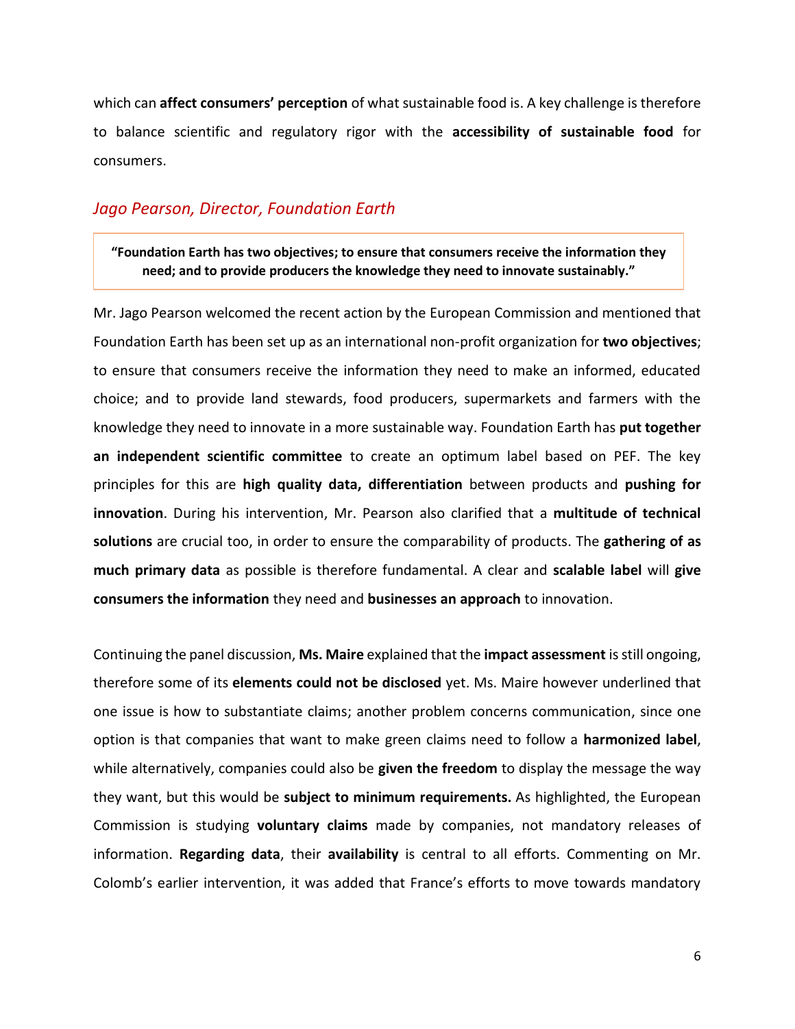which can **affect consumers' perception** of what sustainable food is. A key challenge is therefore to balance scientific and regulatory rigor with the **accessibility of sustainable food** for consumers.

### *Jago Pearson, Director, Foundation Earth*

> **"Foundation Earth has two objectives; to ensure that consumers receive the information they need; and to provide producers the knowledge they need to innovate sustainably."**

Mr. Jago Pearson welcomed the recent action by the European Commission and mentioned that Foundation Earth has been set up as an international non-profit organization for **two objectives**; to ensure that consumers receive the information they need to make an informed, educated choice; and to provide land stewards, food producers, supermarkets and farmers with the knowledge they need to innovate in a more sustainable way. Foundation Earth has **put together an independent scientific committee** to create an optimum label based on PEF. The key principles for this are **high quality data, differentiation** between products and **pushing for innovation**. During his intervention, Mr. Pearson also clarified that a **multitude of technical solutions** are crucial too, in order to ensure the comparability of products. The **gathering of as much primary data** as possible is therefore fundamental. A clear and **scalable label** will **give consumers the information** they need and **businesses an approach** to innovation.

Continuing the panel discussion, **Ms. Maire** explained that the **impact assessment** is still ongoing, therefore some of its **elements could not be disclosed** yet. Ms. Maire however underlined that one issue is how to substantiate claims; another problem concerns communication, since one option is that companies that want to make green claims need to follow a **harmonized label**, while alternatively, companies could also be **given the freedom** to display the message the way they want, but this would be **subject to minimum requirements.** As highlighted, the European Commission is studying **voluntary claims** made by companies, not mandatory releases of information. **Regarding data**, their **availability** is central to all efforts. Commenting on Mr. Colomb's earlier intervention, it was added that France's efforts to move towards mandatory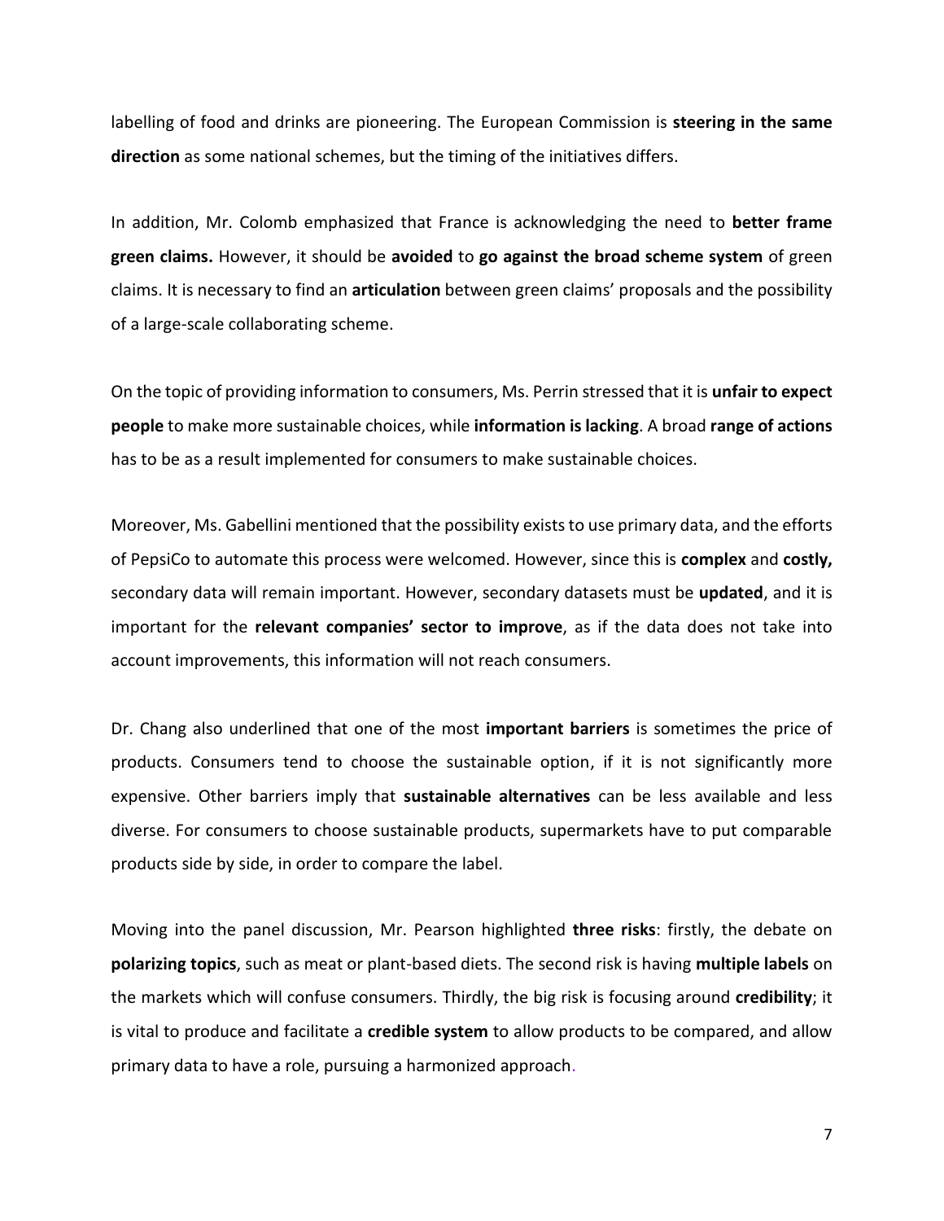labelling of food and drinks are pioneering. The European Commission is **steering in the same direction** as some national schemes, but the timing of the initiatives differs.

In addition, Mr. Colomb emphasized that France is acknowledging the need to **better frame green claims.** However, it should be **avoided** to **go against the broad scheme system** of green claims. It is necessary to find an **articulation** between green claims' proposals and the possibility of a large-scale collaborating scheme.

On the topic of providing information to consumers, Ms. Perrin stressed that it is **unfair to expect people** to make more sustainable choices, while **information is lacking**. A broad **range of actions** has to be as a result implemented for consumers to make sustainable choices.

Moreover, Ms. Gabellini mentioned that the possibility exists to use primary data, and the efforts of PepsiCo to automate this process were welcomed. However, since this is **complex** and **costly,** secondary data will remain important. However, secondary datasets must be **updated**, and it is important for the **relevant companies' sector to improve**, as if the data does not take into account improvements, this information will not reach consumers.

Dr. Chang also underlined that one of the most **important barriers** is sometimes the price of products. Consumers tend to choose the sustainable option, if it is not significantly more expensive. Other barriers imply that **sustainable alternatives** can be less available and less diverse. For consumers to choose sustainable products, supermarkets have to put comparable products side by side, in order to compare the label.

Moving into the panel discussion, Mr. Pearson highlighted **three risks**: firstly, the debate on **polarizing topics**, such as meat or plant-based diets. The second risk is having **multiple labels** on the markets which will confuse consumers. Thirdly, the big risk is focusing around **credibility**; it is vital to produce and facilitate a **credible system** to allow products to be compared, and allow primary data to have a role, pursuing a harmonized approach.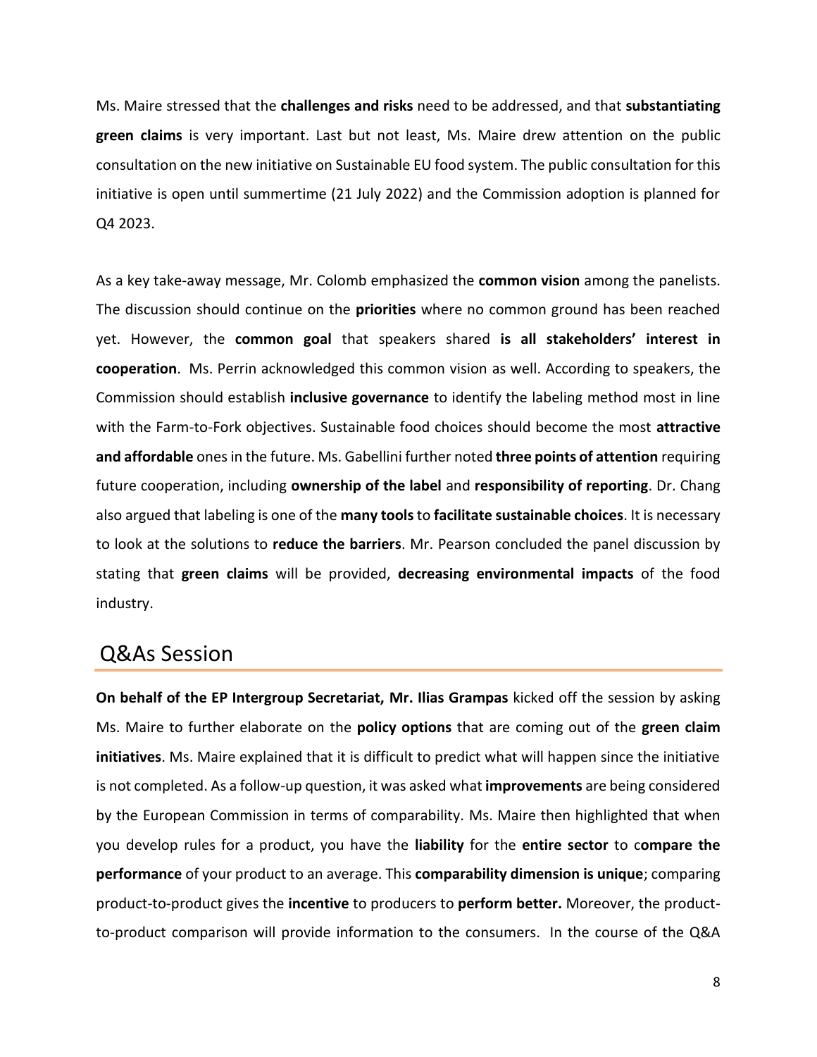Ms. Maire stressed that the **challenges and risks** need to be addressed, and that **substantiating green claims** is very important. Last but not least, Ms. Maire drew attention on the public consultation on the new initiative on Sustainable EU food system. The public consultation for this initiative is open until summertime (21 July 2022) and the Commission adoption is planned for Q4 2023.

As a key take-away message, Mr. Colomb emphasized the **common vision** among the panelists. The discussion should continue on the **priorities** where no common ground has been reached yet. However, the **common goal** that speakers shared **is all stakeholders' interest in cooperation**. Ms. Perrin acknowledged this common vision as well. According to speakers, the Commission should establish **inclusive governance** to identify the labeling method most in line with the Farm-to-Fork objectives. Sustainable food choices should become the most **attractive and affordable** ones in the future. Ms. Gabellini further noted **three points of attention** requiring future cooperation, including **ownership of the label** and **responsibility of reporting**. Dr. Chang also argued that labeling is one of the **many tools** to **facilitate sustainable choices**. It is necessary to look at the solutions to **reduce the barriers**. Mr. Pearson concluded the panel discussion by stating that **green claims** will be provided, **decreasing environmental impacts** of the food industry.

## Q&As Session

**On behalf of the EP Intergroup Secretariat, Mr. Ilias Grampas** kicked off the session by asking Ms. Maire to further elaborate on the **policy options** that are coming out of the **green claim initiatives**. Ms. Maire explained that it is difficult to predict what will happen since the initiative is not completed. As a follow-up question, it was asked what **improvements** are being considered by the European Commission in terms of comparability. Ms. Maire then highlighted that when you develop rules for a product, you have the **liability** for the **entire sector** to c**ompare the performance** of your product to an average. This **comparability dimension is unique**; comparing product-to-product gives the **incentive** to producers to **perform better.** Moreover, the product-to-product comparison will provide information to the consumers. In the course of the Q&A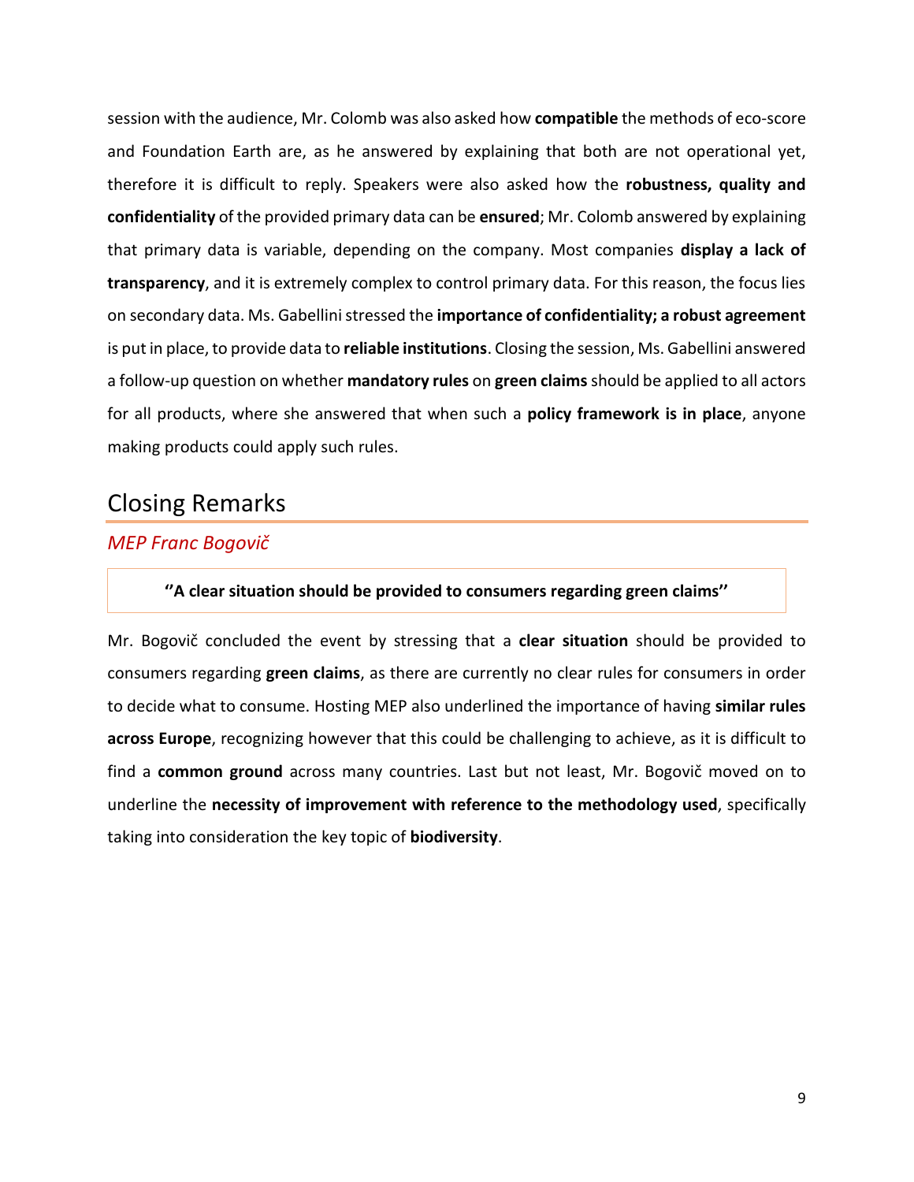session with the audience, Mr. Colomb was also asked how **compatible** the methods of eco-score and Foundation Earth are, as he answered by explaining that both are not operational yet, therefore it is difficult to reply. Speakers were also asked how the **robustness, quality and confidentiality** of the provided primary data can be **ensured**; Mr. Colomb answered by explaining that primary data is variable, depending on the company. Most companies **display a lack of transparency**, and it is extremely complex to control primary data. For this reason, the focus lies on secondary data. Ms. Gabellini stressed the **importance of confidentiality; a robust agreement** is put in place, to provide data to **reliable institutions**. Closing the session, Ms. Gabellini answered a follow-up question on whether **mandatory rules** on **green claims** should be applied to all actors for all products, where she answered that when such a **policy framework is in place**, anyone making products could apply such rules.

## Closing Remarks

### *MEP Franc Bogovič*

> **''A clear situation should be provided to consumers regarding green claims''**

Mr. Bogovič concluded the event by stressing that a **clear situation** should be provided to consumers regarding **green claims**, as there are currently no clear rules for consumers in order to decide what to consume. Hosting MEP also underlined the importance of having **similar rules across Europe**, recognizing however that this could be challenging to achieve, as it is difficult to find a **common ground** across many countries. Last but not least, Mr. Bogovič moved on to underline the **necessity of improvement with reference to the methodology used**, specifically taking into consideration the key topic of **biodiversity**.